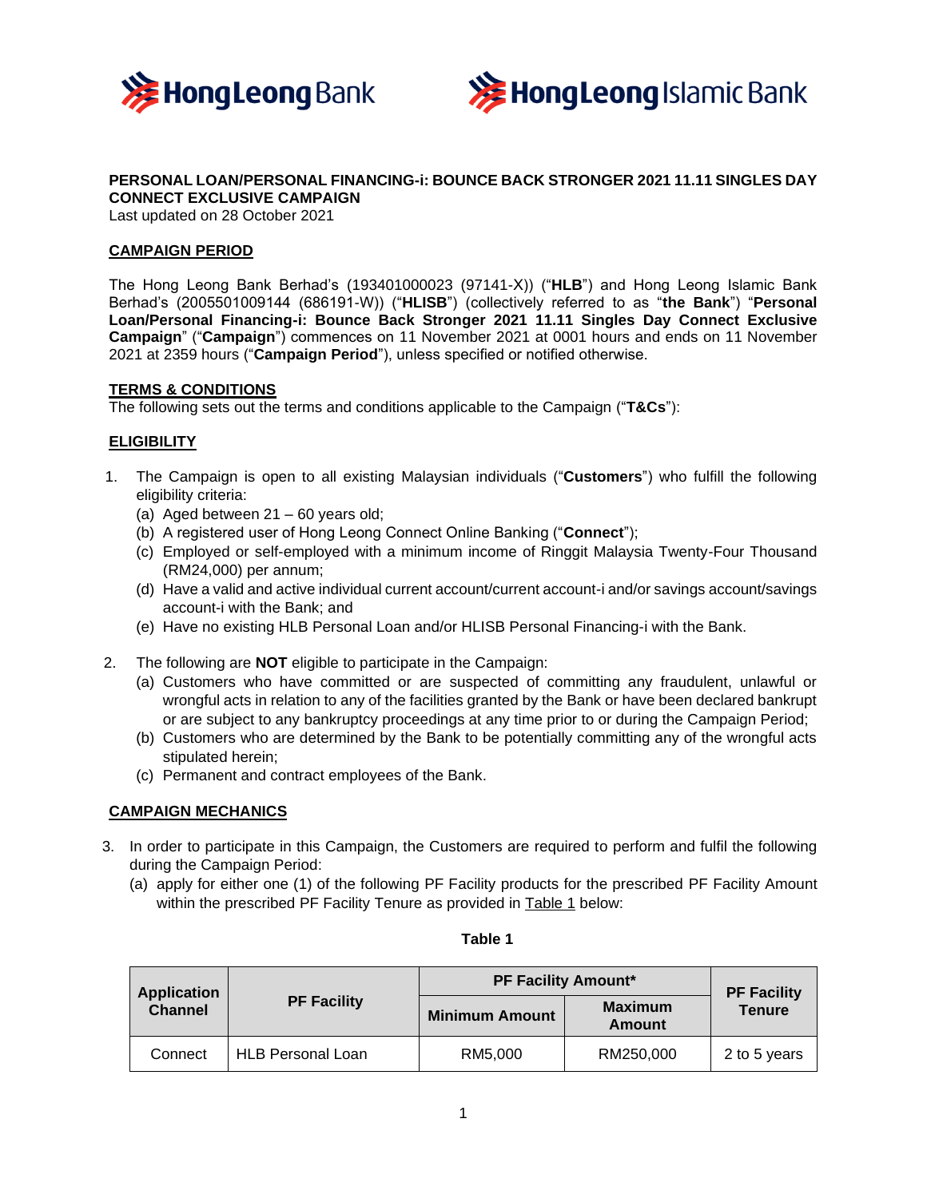**PERSONAL LOAN/PERSONAL FINANCING-i: BOUNCE BACK STRONGER 2021 11.11 SINGLES DAY CONNECT EXCLUSIVE CAMPAIGN**

Last updated on 28 October 2021

## CAMPAIGN PERIOD

The Hong Leong Bank Berhad's (193401000023 (97141-X)) ("**HLB**") and Hong Leong Islamic Bank Berhad's (2005501009144 (686191-W)) ("**HLISB**") (collectively referred to as "**the Bank**") "**Personal Loan/Personal Financing-i: Bounce Back Stronger 2021 11.11 Singles Day Connect Exclusive Campaign**" ("**Campaign**") commences on 11 November 2021 at 0001 hours and ends on 11 November 2021 at 2359 hours ("**Campaign Period**"), unless specified or notified otherwise.

## TERMS & CONDITIONS

The following sets out the terms and conditions applicable to the Campaign ("**T&Cs**"):

## ELIGIBILITY

1. The Campaign is open to all existing Malaysian individuals ("**Customers**") who fulfill the following eligibility criteria:
   (a) Aged between 21 – 60 years old;
   (b) A registered user of Hong Leong Connect Online Banking ("**Connect**");
   (c) Employed or self-employed with a minimum income of Ringgit Malaysia Twenty-Four Thousand (RM24,000) per annum;
   (d) Have a valid and active individual current account/current account-i and/or savings account/savings account-i with the Bank; and
   (e) Have no existing HLB Personal Loan and/or HLISB Personal Financing-i with the Bank.

2. The following are **NOT** eligible to participate in the Campaign:
   (a) Customers who have committed or are suspected of committing any fraudulent, unlawful or wrongful acts in relation to any of the facilities granted by the Bank or have been declared bankrupt or are subject to any bankruptcy proceedings at any time prior to or during the Campaign Period;
   (b) Customers who are determined by the Bank to be potentially committing any of the wrongful acts stipulated herein;
   (c) Permanent and contract employees of the Bank.

## CAMPAIGN MECHANICS

3. In order to participate in this Campaign, the Customers are required to perform and fulfil the following during the Campaign Period:
   (a) apply for either one (1) of the following PF Facility products for the prescribed PF Facility Amount within the prescribed PF Facility Tenure as provided in Table 1 below:

**Table 1**

| Application Channel | PF Facility | PF Facility Amount* | | PF Facility Tenure |
|---|---|---|---|---|
| | | Minimum Amount | Maximum Amount | |
| Connect | HLB Personal Loan | RM5,000 | RM250,000 | 2 to 5 years |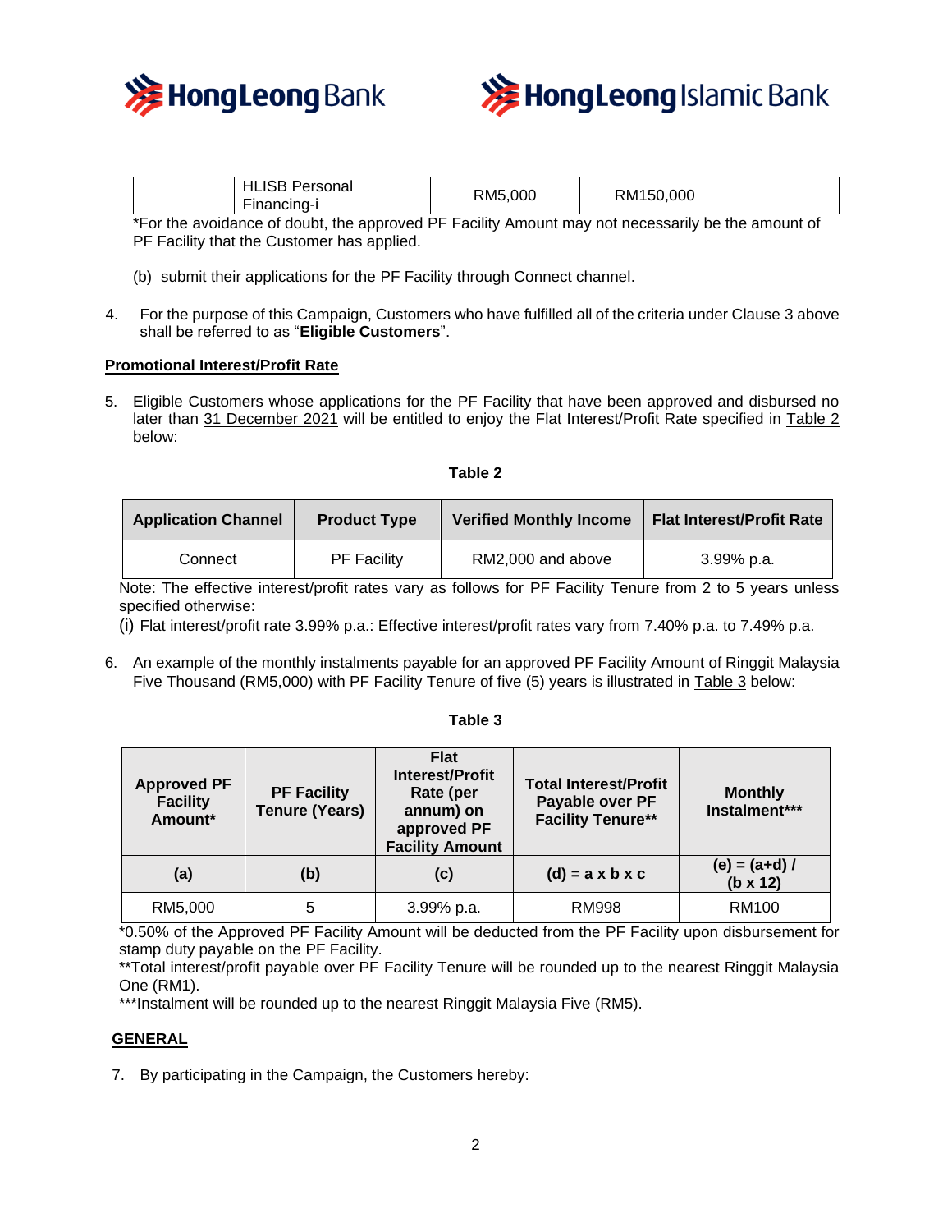| | HLISB Personal Financing-i | RM5,000 | RM150,000 | |
|---|---|---|---|---|

*For the avoidance of doubt, the approved PF Facility Amount may not necessarily be the amount of PF Facility that the Customer has applied.

(b) submit their applications for the PF Facility through Connect channel.

4. For the purpose of this Campaign, Customers who have fulfilled all of the criteria under Clause 3 above shall be referred to as "**Eligible Customers**".

**Promotional Interest/Profit Rate**

5. Eligible Customers whose applications for the PF Facility that have been approved and disbursed no later than 31 December 2021 will be entitled to enjoy the Flat Interest/Profit Rate specified in Table 2 below:

**Table 2**

| Application Channel | Product Type | Verified Monthly Income | Flat Interest/Profit Rate |
|---|---|---|---|
| Connect | PF Facility | RM2,000 and above | 3.99% p.a. |

Note: The effective interest/profit rates vary as follows for PF Facility Tenure from 2 to 5 years unless specified otherwise:

(i) Flat interest/profit rate 3.99% p.a.: Effective interest/profit rates vary from 7.40% p.a. to 7.49% p.a.

6. An example of the monthly instalments payable for an approved PF Facility Amount of Ringgit Malaysia Five Thousand (RM5,000) with PF Facility Tenure of five (5) years is illustrated in Table 3 below:

**Table 3**

| Approved PF Facility Amount* | PF Facility Tenure (Years) | Flat Interest/Profit Rate (per annum) on approved PF Facility Amount | Total Interest/Profit Payable over PF Facility Tenure** | Monthly Instalment*** |
|---|---|---|---|---|
| **(a)** | **(b)** | **(c)** | **(d) = a x b x c** | **(e) = (a+d) / (b x 12)** |
| RM5,000 | 5 | 3.99% p.a. | RM998 | RM100 |

*0.50% of the Approved PF Facility Amount will be deducted from the PF Facility upon disbursement for stamp duty payable on the PF Facility.

**Total interest/profit payable over PF Facility Tenure will be rounded up to the nearest Ringgit Malaysia One (RM1).

***Instalment will be rounded up to the nearest Ringgit Malaysia Five (RM5).

**GENERAL**

7. By participating in the Campaign, the Customers hereby: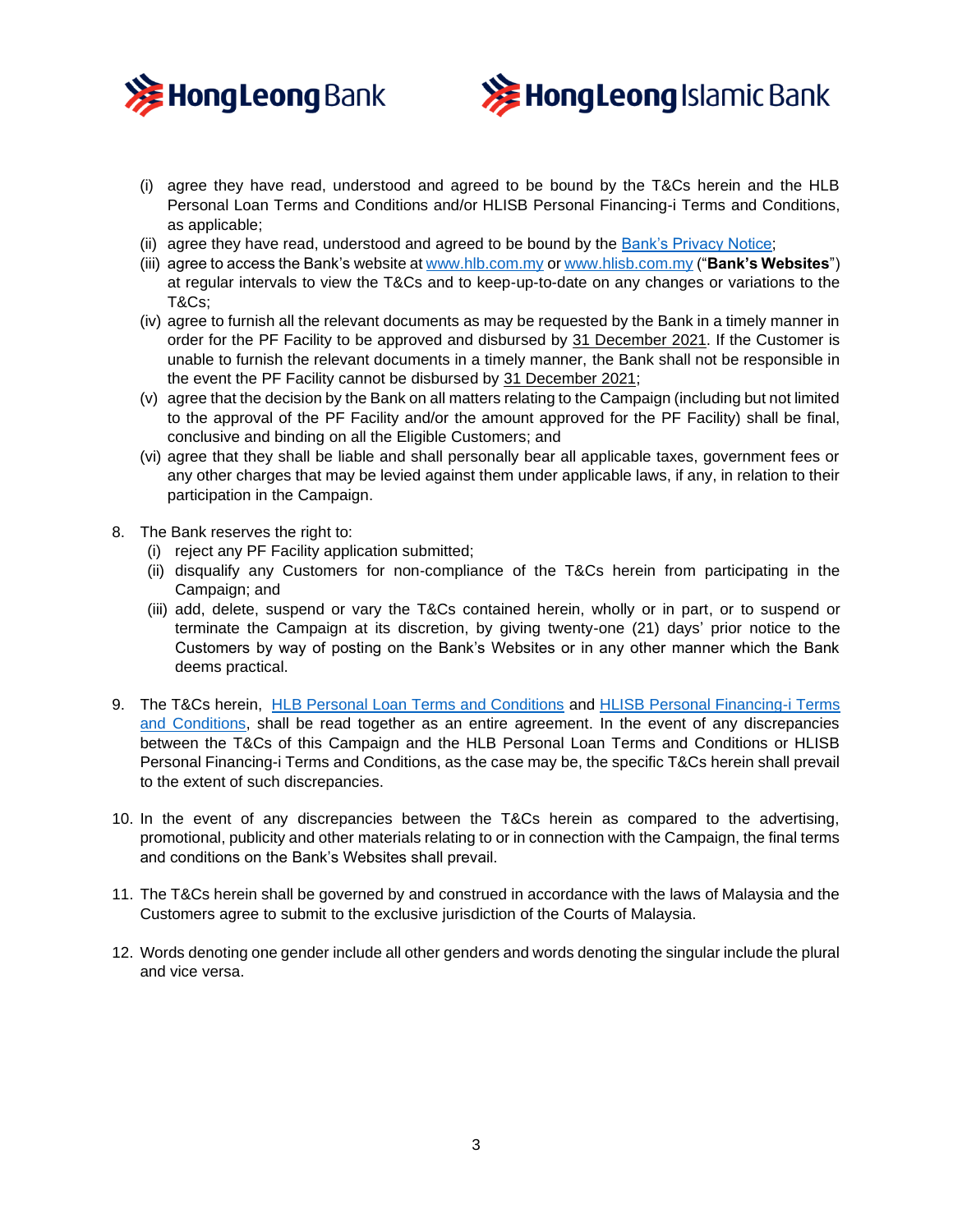(i) agree they have read, understood and agreed to be bound by the T&Cs herein and the HLB Personal Loan Terms and Conditions and/or HLISB Personal Financing-i Terms and Conditions, as applicable;
(ii) agree they have read, understood and agreed to be bound by the Bank's Privacy Notice;
(iii) agree to access the Bank's website at www.hlb.com.my or www.hlisb.com.my ("**Bank's Websites**") at regular intervals to view the T&Cs and to keep-up-to-date on any changes or variations to the T&Cs;
(iv) agree to furnish all the relevant documents as may be requested by the Bank in a timely manner in order for the PF Facility to be approved and disbursed by 31 December 2021. If the Customer is unable to furnish the relevant documents in a timely manner, the Bank shall not be responsible in the event the PF Facility cannot be disbursed by 31 December 2021;
(v) agree that the decision by the Bank on all matters relating to the Campaign (including but not limited to the approval of the PF Facility and/or the amount approved for the PF Facility) shall be final, conclusive and binding on all the Eligible Customers; and
(vi) agree that they shall be liable and shall personally bear all applicable taxes, government fees or any other charges that may be levied against them under applicable laws, if any, in relation to their participation in the Campaign.

8. The Bank reserves the right to:
   (i) reject any PF Facility application submitted;
   (ii) disqualify any Customers for non-compliance of the T&Cs herein from participating in the Campaign; and
   (iii) add, delete, suspend or vary the T&Cs contained herein, wholly or in part, or to suspend or terminate the Campaign at its discretion, by giving twenty-one (21) days' prior notice to the Customers by way of posting on the Bank's Websites or in any other manner which the Bank deems practical.

9. The T&Cs herein, HLB Personal Loan Terms and Conditions and HLISB Personal Financing-i Terms and Conditions, shall be read together as an entire agreement. In the event of any discrepancies between the T&Cs of this Campaign and the HLB Personal Loan Terms and Conditions or HLISB Personal Financing-i Terms and Conditions, as the case may be, the specific T&Cs herein shall prevail to the extent of such discrepancies.

10. In the event of any discrepancies between the T&Cs herein as compared to the advertising, promotional, publicity and other materials relating to or in connection with the Campaign, the final terms and conditions on the Bank's Websites shall prevail.

11. The T&Cs herein shall be governed by and construed in accordance with the laws of Malaysia and the Customers agree to submit to the exclusive jurisdiction of the Courts of Malaysia.

12. Words denoting one gender include all other genders and words denoting the singular include the plural and vice versa.